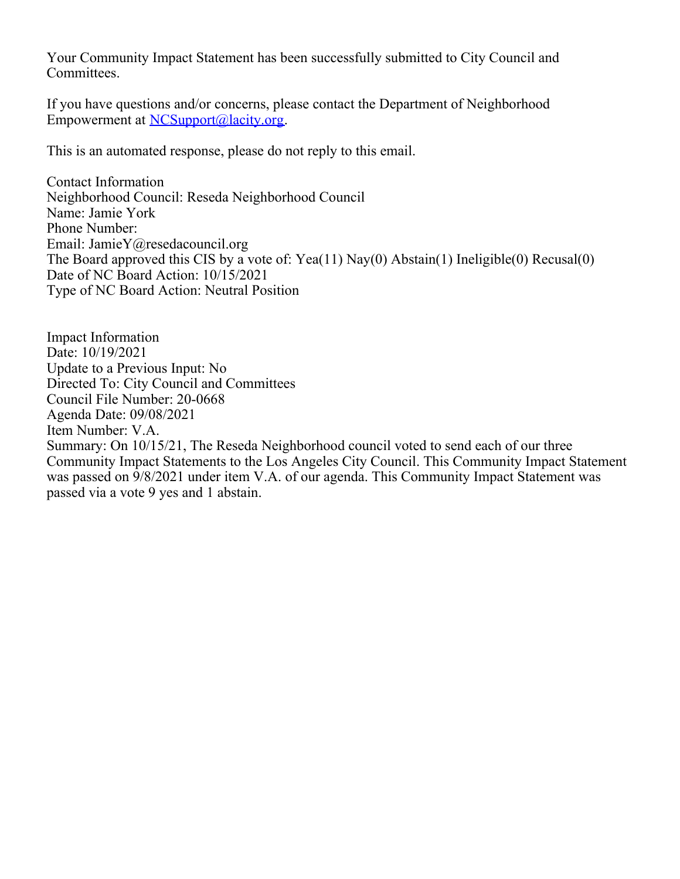Your Community Impact Statement has been successfully submitted to City Council and Committees.

If you have questions and/or concerns, please contact the Department of Neighborhood Empowerment at [NCSupport@lacity.org](mailto:NCSupport@lacity.org).

This is an automated response, please do not reply to this email.

Contact Information
Neighborhood Council: Reseda Neighborhood Council
Name: Jamie York
Phone Number:
Email: JamieY@resedacouncil.org
The Board approved this CIS by a vote of: Yea(11) Nay(0) Abstain(1) Ineligible(0) Recusal(0)
Date of NC Board Action: 10/15/2021
Type of NC Board Action: Neutral Position

Impact Information
Date: 10/19/2021
Update to a Previous Input: No
Directed To: City Council and Committees
Council File Number: 20-0668
Agenda Date: 09/08/2021
Item Number: V.A.
Summary: On 10/15/21, The Reseda Neighborhood council voted to send each of our three Community Impact Statements to the Los Angeles City Council. This Community Impact Statement was passed on 9/8/2021 under item V.A. of our agenda. This Community Impact Statement was passed via a vote 9 yes and 1 abstain.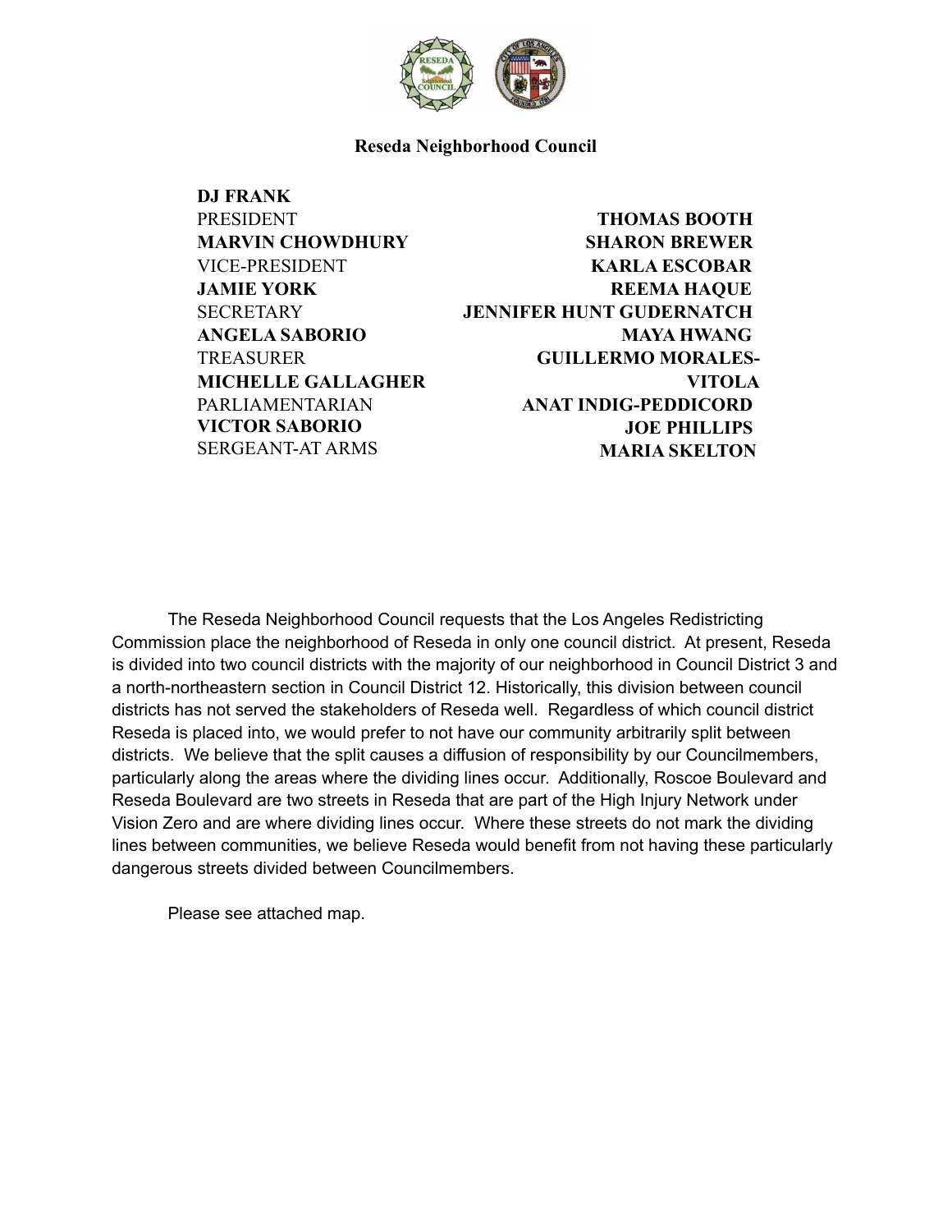**Reseda Neighborhood Council**

**DJ FRANK**
PRESIDENT
**MARVIN CHOWDHURY**
VICE-PRESIDENT
**JAMIE YORK**
SECRETARY
**ANGELA SABORIO**
TREASURER
**MICHELLE GALLAGHER**
PARLIAMENTARIAN
**VICTOR SABORIO**
SERGEANT-AT ARMS

**THOMAS BOOTH**
**SHARON BREWER**
**KARLA ESCOBAR**
**REEMA HAQUE**
**JENNIFER HUNT GUDERNATCH**
**MAYA HWANG**
**GUILLERMO MORALES-VITOLA**
**ANAT INDIG-PEDDICORD**
**JOE PHILLIPS**
**MARIA SKELTON**

The Reseda Neighborhood Council requests that the Los Angeles Redistricting Commission place the neighborhood of Reseda in only one council district. At present, Reseda is divided into two council districts with the majority of our neighborhood in Council District 3 and a north-northeastern section in Council District 12. Historically, this division between council districts has not served the stakeholders of Reseda well. Regardless of which council district Reseda is placed into, we would prefer to not have our community arbitrarily split between districts. We believe that the split causes a diffusion of responsibility by our Councilmembers, particularly along the areas where the dividing lines occur. Additionally, Roscoe Boulevard and Reseda Boulevard are two streets in Reseda that are part of the High Injury Network under Vision Zero and are where dividing lines occur. Where these streets do not mark the dividing lines between communities, we believe Reseda would benefit from not having these particularly dangerous streets divided between Councilmembers.

Please see attached map.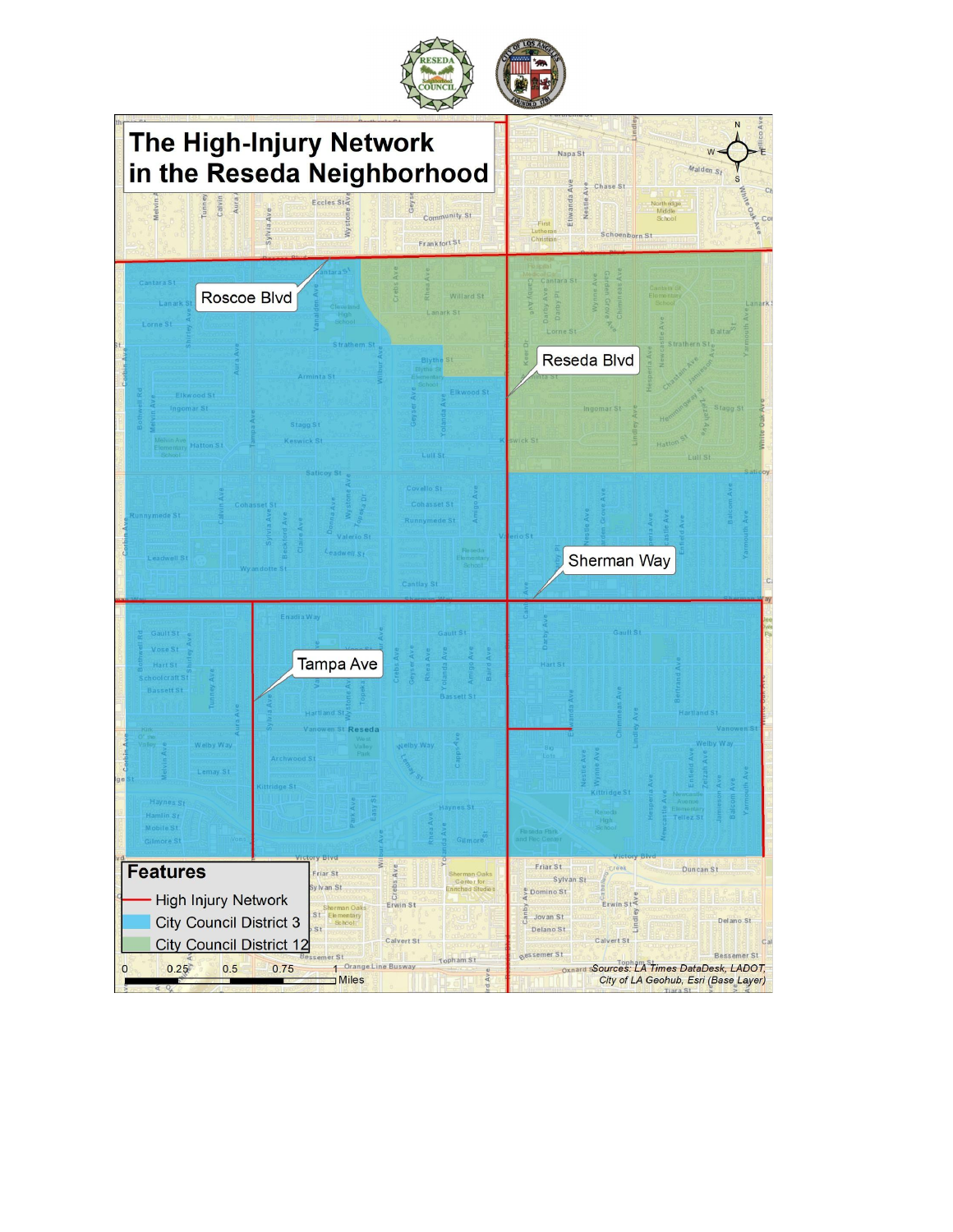# The High-Injury Network in the Reseda Neighborhood

Roscoe Blvd

Reseda Blvd

Sherman Way

Tampa Ave

**Features**

High Injury Network

City Council District 3

City Council District 12

0 0.25 0.5 0.75 1 Miles

*Sources: LA Times DataDesk, LADOT, City of LA Geohub, Esri (Base Layer)*